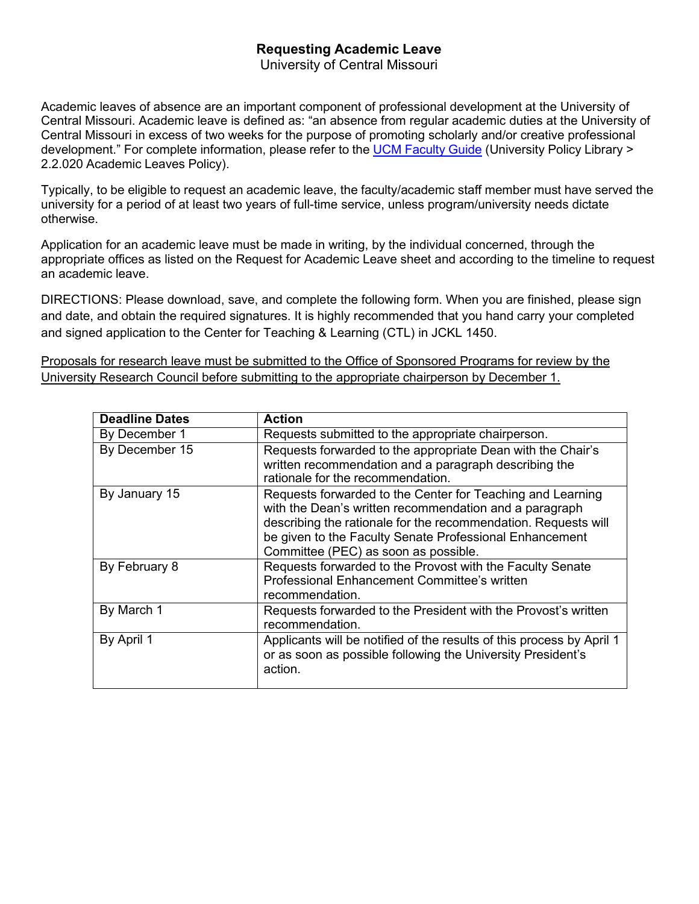# Requesting Academic Leave

University of Central Missouri

Academic leaves of absence are an important component of professional development at the University of Central Missouri. Academic leave is defined as: "an absence from regular academic duties at the University of Central Missouri in excess of two weeks for the purpose of promoting scholarly and/or creative professional development." For complete information, please refer to the [UCM Faculty Guide](UCM Faculty Guide) (University Policy Library > 2.2.020 Academic Leaves Policy).

Typically, to be eligible to request an academic leave, the faculty/academic staff member must have served the university for a period of at least two years of full-time service, unless program/university needs dictate otherwise.

Application for an academic leave must be made in writing, by the individual concerned, through the appropriate offices as listed on the Request for Academic Leave sheet and according to the timeline to request an academic leave.

DIRECTIONS: Please download, save, and complete the following form. When you are finished, please sign and date, and obtain the required signatures. It is highly recommended that you hand carry your completed and signed application to the Center for Teaching & Learning (CTL) in JCKL 1450.

<u>Proposals for research leave must be submitted to the Office of Sponsored Programs for review by the University Research Council before submitting to the appropriate chairperson by December 1.</u>

| Deadline Dates | Action |
|---|---|
| By December 1 | Requests submitted to the appropriate chairperson. |
| By December 15 | Requests forwarded to the appropriate Dean with the Chair's written recommendation and a paragraph describing the rationale for the recommendation. |
| By January 15 | Requests forwarded to the Center for Teaching and Learning with the Dean's written recommendation and a paragraph describing the rationale for the recommendation. Requests will be given to the Faculty Senate Professional Enhancement Committee (PEC) as soon as possible. |
| By February 8 | Requests forwarded to the Provost with the Faculty Senate Professional Enhancement Committee's written recommendation. |
| By March 1 | Requests forwarded to the President with the Provost's written recommendation. |
| By April 1 | Applicants will be notified of the results of this process by April 1 or as soon as possible following the University President's action. |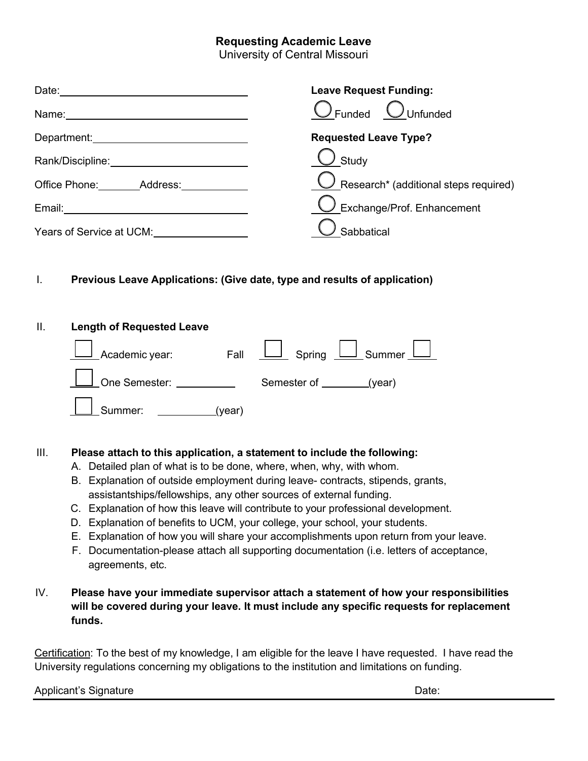# Requesting Academic Leave

University of Central Missouri

Date: ______________________________

Name: ______________________________

Department: ______________________________

Rank/Discipline: ______________________________

Office Phone: ________ Address: ____________

Email: ______________________________

Years of Service at UCM: ________________

**Leave Request Funding:**

- ○ Funded
- ○ Unfunded

**Requested Leave Type?**

- ○ Study
- ○ Research* (additional steps required)
- ○ Exchange/Prof. Enhancement
- ○ Sabbatical

I. **Previous Leave Applications: (Give date, type and results of application)**

II. **Length of Requested Leave**

- ☐ Academic year: Fall ☐ Spring ☐ Summer ☐
- ☐ One Semester: __________ Semester of ________(year)
- ☐ Summer: __________(year)

III. **Please attach to this application, a statement to include the following:**

A. Detailed plan of what is to be done, where, when, why, with whom.
B. Explanation of outside employment during leave- contracts, stipends, grants, assistantships/fellowships, any other sources of external funding.
C. Explanation of how this leave will contribute to your professional development.
D. Explanation of benefits to UCM, your college, your school, your students.
E. Explanation of how you will share your accomplishments upon return from your leave.
F. Documentation-please attach all supporting documentation (i.e. letters of acceptance, agreements, etc.

IV. **Please have your immediate supervisor attach a statement of how your responsibilities will be covered during your leave. It must include any specific requests for replacement funds.**

Certification: To the best of my knowledge, I am eligible for the leave I have requested. I have read the University regulations concerning my obligations to the institution and limitations on funding.

Applicant's Signature ______________________________ Date: ____________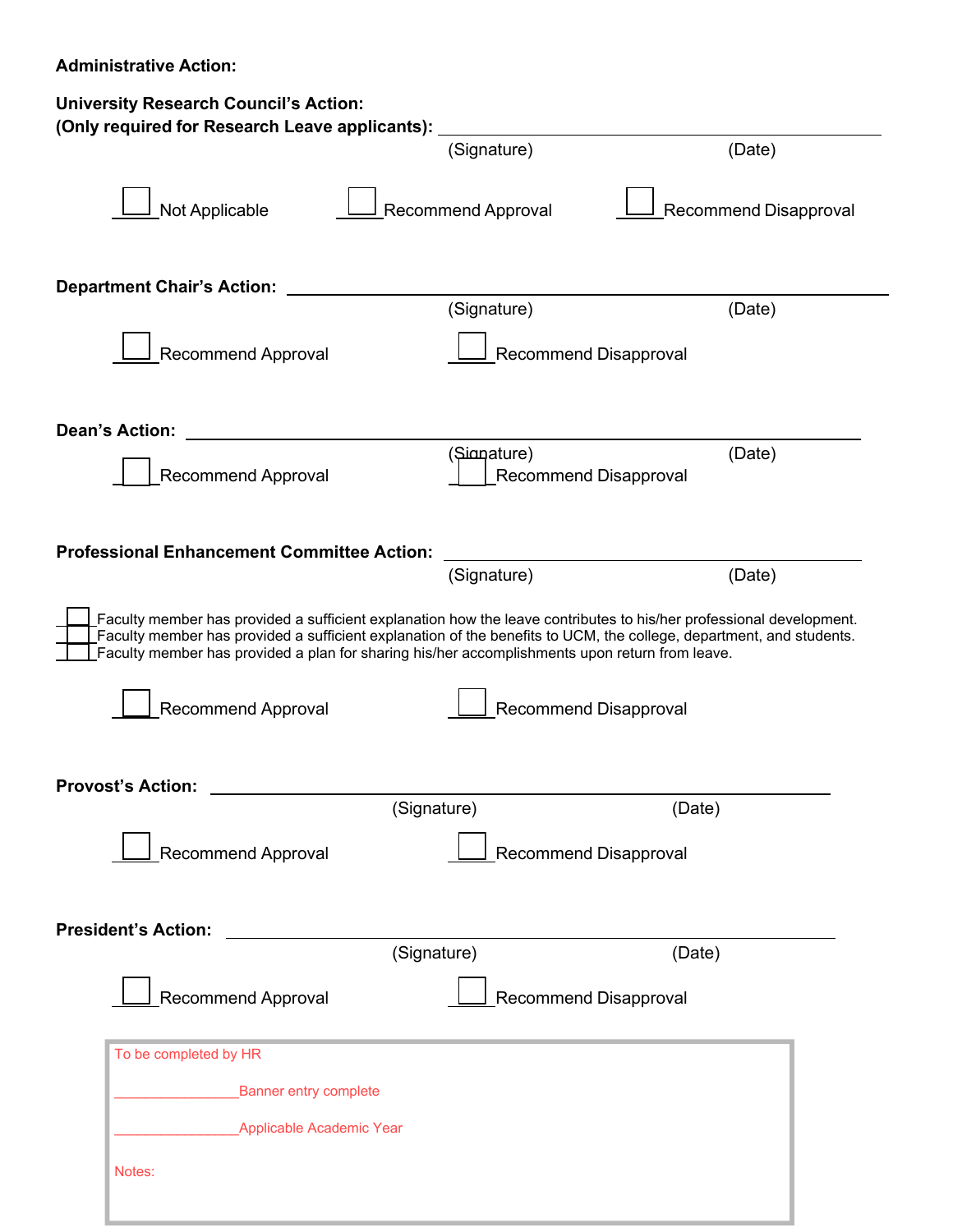**Administrative Action:**

**University Research Council's Action:**
**(Only required for Research Leave applicants):** ________________________________________

(Signature) (Date)

☐ Not Applicable ☐ Recommend Approval ☐ Recommend Disapproval

**Department Chair's Action:** ________________________________________

(Signature) (Date)

☐ Recommend Approval ☐ Recommend Disapproval

**Dean's Action:** ________________________________________

(Signature) (Date)

☐ Recommend Approval ☐ Recommend Disapproval

**Professional Enhancement Committee Action:** ________________________________________

(Signature) (Date)

☐ Faculty member has provided a sufficient explanation how the leave contributes to his/her professional development.
☐ Faculty member has provided a sufficient explanation of the benefits to UCM, the college, department, and students.
☐ Faculty member has provided a plan for sharing his/her accomplishments upon return from leave.

☐ Recommend Approval ☐ Recommend Disapproval

**Provost's Action:** ________________________________________

(Signature) (Date)

☐ Recommend Approval ☐ Recommend Disapproval

**President's Action:** ________________________________________

(Signature) (Date)

☐ Recommend Approval ☐ Recommend Disapproval

To be completed by HR

________________Banner entry complete

________________Applicable Academic Year

Notes: